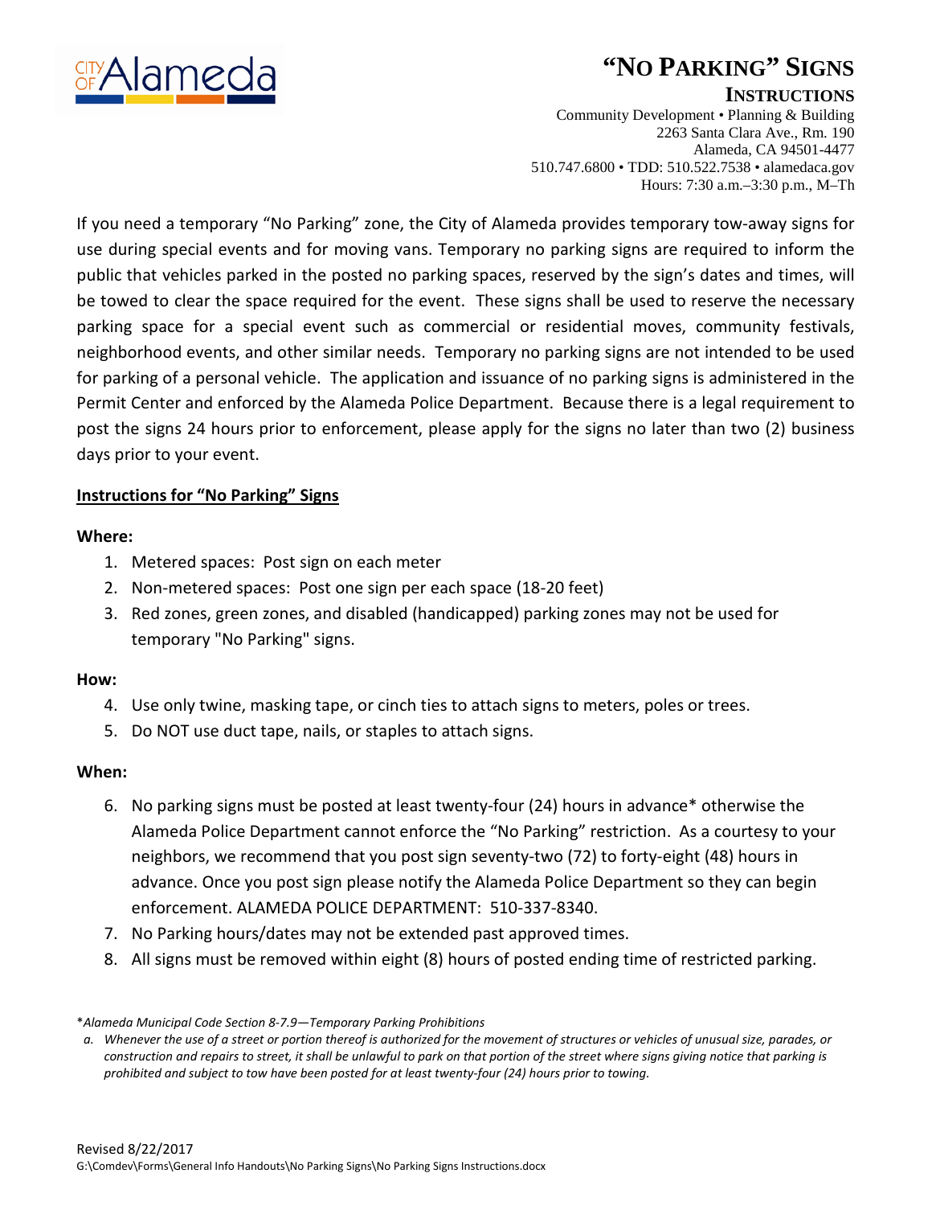CITY OF Alameda

# "NO PARKING" SIGNS

## INSTRUCTIONS

Community Development • Planning & Building
2263 Santa Clara Ave., Rm. 190
Alameda, CA 94501-4477
510.747.6800 • TDD: 510.522.7538 • alamedaca.gov
Hours: 7:30 a.m.–3:30 p.m., M–Th

If you need a temporary "No Parking" zone, the City of Alameda provides temporary tow-away signs for use during special events and for moving vans. Temporary no parking signs are required to inform the public that vehicles parked in the posted no parking spaces, reserved by the sign's dates and times, will be towed to clear the space required for the event. These signs shall be used to reserve the necessary parking space for a special event such as commercial or residential moves, community festivals, neighborhood events, and other similar needs. Temporary no parking signs are not intended to be used for parking of a personal vehicle. The application and issuance of no parking signs is administered in the Permit Center and enforced by the Alameda Police Department. Because there is a legal requirement to post the signs 24 hours prior to enforcement, please apply for the signs no later than two (2) business days prior to your event.

**Instructions for "No Parking" Signs**

**Where:**

1. Metered spaces: Post sign on each meter
2. Non-metered spaces: Post one sign per each space (18-20 feet)
3. Red zones, green zones, and disabled (handicapped) parking zones may not be used for temporary "No Parking" signs.

**How:**

4. Use only twine, masking tape, or cinch ties to attach signs to meters, poles or trees.
5. Do NOT use duct tape, nails, or staples to attach signs.

**When:**

6. No parking signs must be posted at least twenty-four (24) hours in advance* otherwise the Alameda Police Department cannot enforce the "No Parking" restriction. As a courtesy to your neighbors, we recommend that you post sign seventy-two (72) to forty-eight (48) hours in advance. Once you post sign please notify the Alameda Police Department so they can begin enforcement. ALAMEDA POLICE DEPARTMENT: 510-337-8340.
7. No Parking hours/dates may not be extended past approved times.
8. All signs must be removed within eight (8) hours of posted ending time of restricted parking.

*\*Alameda Municipal Code Section 8-7.9—Temporary Parking Prohibitions*

*a. Whenever the use of a street or portion thereof is authorized for the movement of structures or vehicles of unusual size, parades, or construction and repairs to street, it shall be unlawful to park on that portion of the street where signs giving notice that parking is prohibited and subject to tow have been posted for at least twenty-four (24) hours prior to towing.*

Revised 8/22/2017
G:\Comdev\Forms\General Info Handouts\No Parking Signs\No Parking Signs Instructions.docx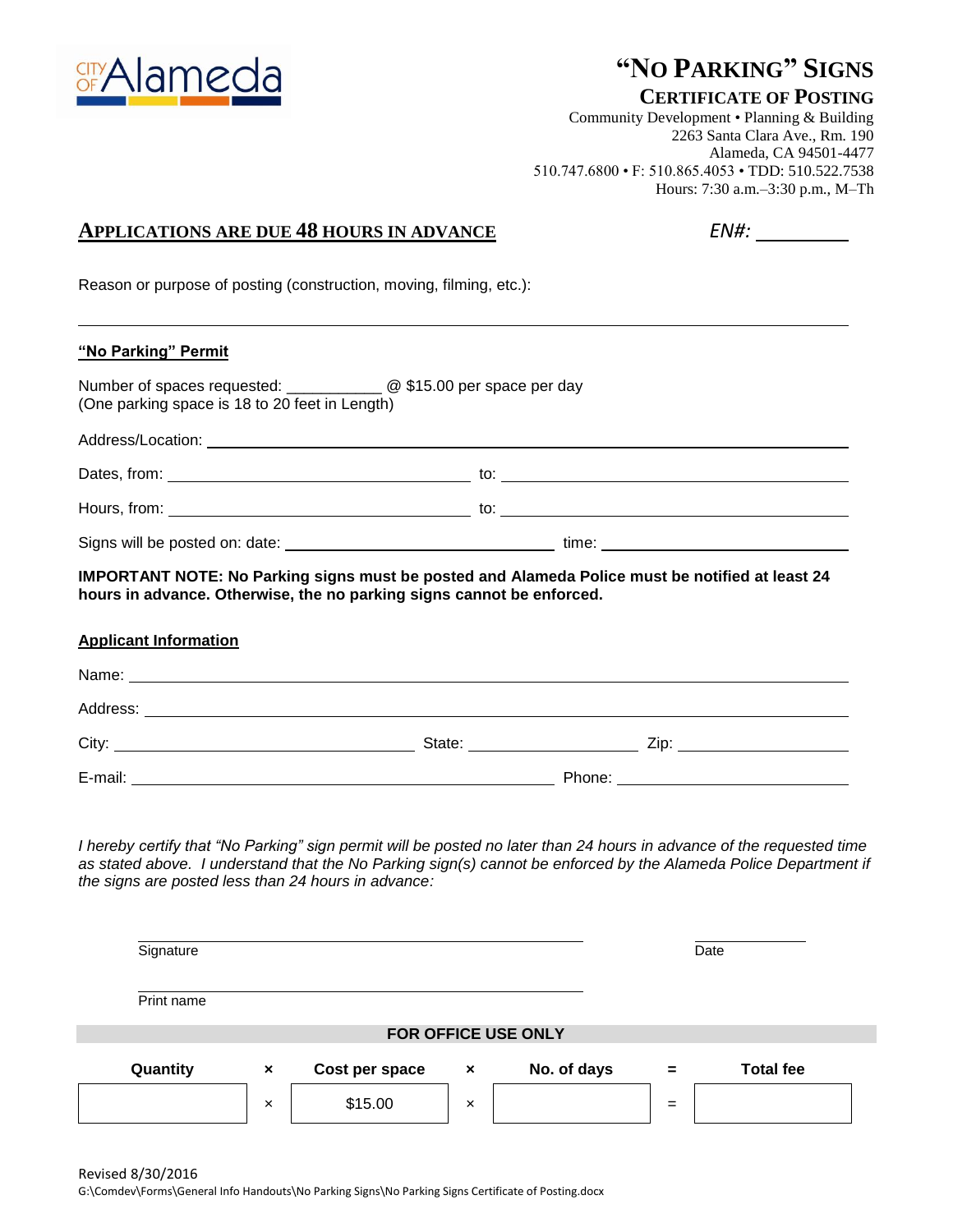City of Alameda

# "NO PARKING" SIGNS

## CERTIFICATE OF POSTING

Community Development • Planning & Building
2263 Santa Clara Ave., Rm. 190
Alameda, CA 94501-4477
510.747.6800 • F: 510.865.4053 • TDD: 510.522.7538
Hours: 7:30 a.m.–3:30 p.m., M–Th

**APPLICATIONS ARE DUE 48 HOURS IN ADVANCE**

*EN#:* __________

Reason or purpose of posting (construction, moving, filming, etc.):

______________________________________________________________________

**"No Parking" Permit**

Number of spaces requested: ___________ @ $15.00 per space per day
(One parking space is 18 to 20 feet in Length)

Address/Location: ______________________________________________

Dates, from: ______________________ to: ______________________

Hours, from: ______________________ to: ______________________

Signs will be posted on: date: ____________________ time: ____________________

**IMPORTANT NOTE: No Parking signs must be posted and Alameda Police must be notified at least 24 hours in advance. Otherwise, the no parking signs cannot be enforced.**

**Applicant Information**

Name: ______________________________________________

Address: ______________________________________________

City: ______________________ State: ______________ Zip: ______________

E-mail: ______________________________ Phone: ______________________

*I hereby certify that "No Parking" sign permit will be posted no later than 24 hours in advance of the requested time as stated above. I understand that the No Parking sign(s) cannot be enforced by the Alameda Police Department if the signs are posted less than 24 hours in advance:*

______________________________________ ______________

Signature Date

______________________________________

Print name

**FOR OFFICE USE ONLY**

| Quantity | × | Cost per space | × | No. of days | = | Total fee |
|---|---|---|---|---|---|---|
| | × | $15.00 | × | | = | |

Revised 8/30/2016
G:\Comdev\Forms\General Info Handouts\No Parking Signs\No Parking Signs Certificate of Posting.docx